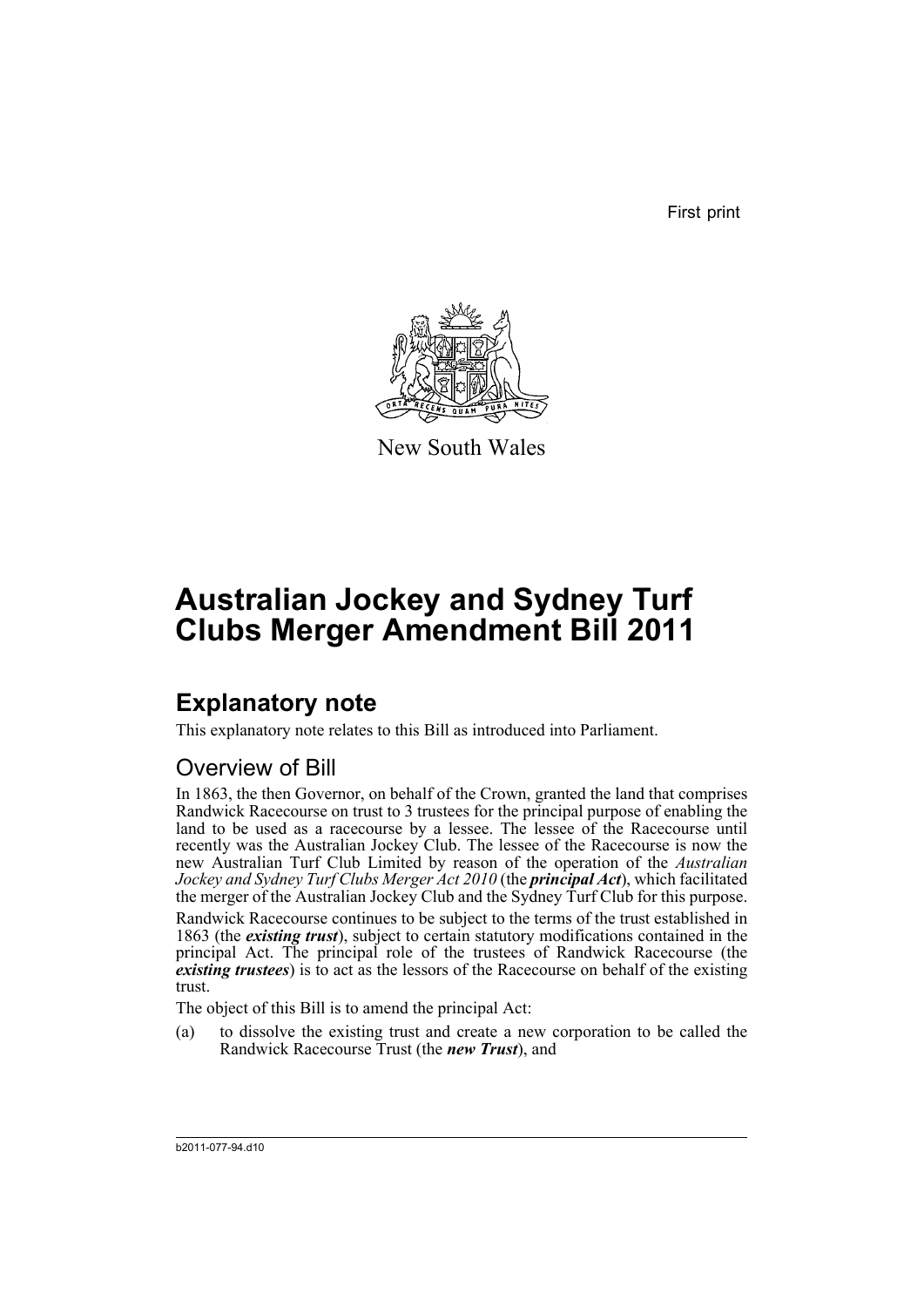First print

New South Wales

# Australian Jockey and Sydney Turf Clubs Merger Amendment Bill 2011

## Explanatory note

This explanatory note relates to this Bill as introduced into Parliament.

### Overview of Bill

In 1863, the then Governor, on behalf of the Crown, granted the land that comprises Randwick Racecourse on trust to 3 trustees for the principal purpose of enabling the land to be used as a racecourse by a lessee. The lessee of the Racecourse until recently was the Australian Jockey Club. The lessee of the Racecourse is now the new Australian Turf Club Limited by reason of the operation of the *Australian Jockey and Sydney Turf Clubs Merger Act 2010* (the ***principal Act***), which facilitated the merger of the Australian Jockey Club and the Sydney Turf Club for this purpose.

Randwick Racecourse continues to be subject to the terms of the trust established in 1863 (the ***existing trust***), subject to certain statutory modifications contained in the principal Act. The principal role of the trustees of Randwick Racecourse (the ***existing trustees***) is to act as the lessors of the Racecourse on behalf of the existing trust.

The object of this Bill is to amend the principal Act:

(a) to dissolve the existing trust and create a new corporation to be called the Randwick Racecourse Trust (the ***new Trust***), and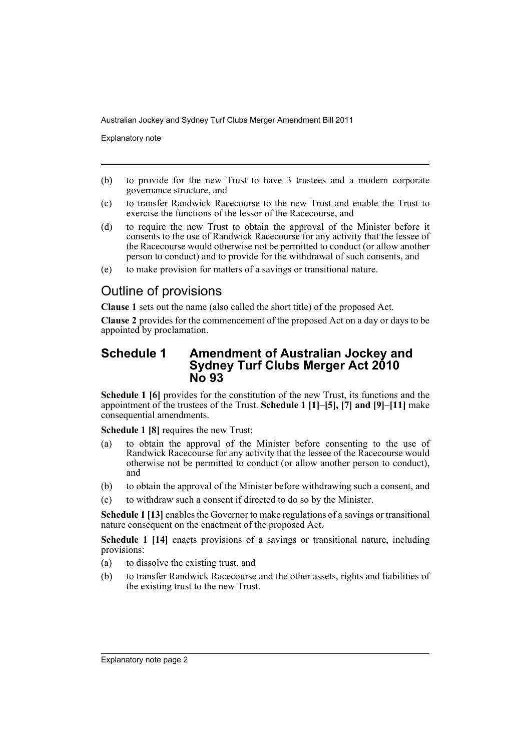(b) to provide for the new Trust to have 3 trustees and a modern corporate governance structure, and

(c) to transfer Randwick Racecourse to the new Trust and enable the Trust to exercise the functions of the lessor of the Racecourse, and

(d) to require the new Trust to obtain the approval of the Minister before it consents to the use of Randwick Racecourse for any activity that the lessee of the Racecourse would otherwise not be permitted to conduct (or allow another person to conduct) and to provide for the withdrawal of such consents, and

(e) to make provision for matters of a savings or transitional nature.

## Outline of provisions

**Clause 1** sets out the name (also called the short title) of the proposed Act.

**Clause 2** provides for the commencement of the proposed Act on a day or days to be appointed by proclamation.

## Schedule 1 Amendment of Australian Jockey and Sydney Turf Clubs Merger Act 2010 No 93

**Schedule 1 [6]** provides for the constitution of the new Trust, its functions and the appointment of the trustees of the Trust. **Schedule 1 [1]–[5], [7] and [9]–[11]** make consequential amendments.

**Schedule 1 [8]** requires the new Trust:

(a) to obtain the approval of the Minister before consenting to the use of Randwick Racecourse for any activity that the lessee of the Racecourse would otherwise not be permitted to conduct (or allow another person to conduct), and

(b) to obtain the approval of the Minister before withdrawing such a consent, and

(c) to withdraw such a consent if directed to do so by the Minister.

**Schedule 1 [13]** enables the Governor to make regulations of a savings or transitional nature consequent on the enactment of the proposed Act.

**Schedule 1 [14]** enacts provisions of a savings or transitional nature, including provisions:

(a) to dissolve the existing trust, and

(b) to transfer Randwick Racecourse and the other assets, rights and liabilities of the existing trust to the new Trust.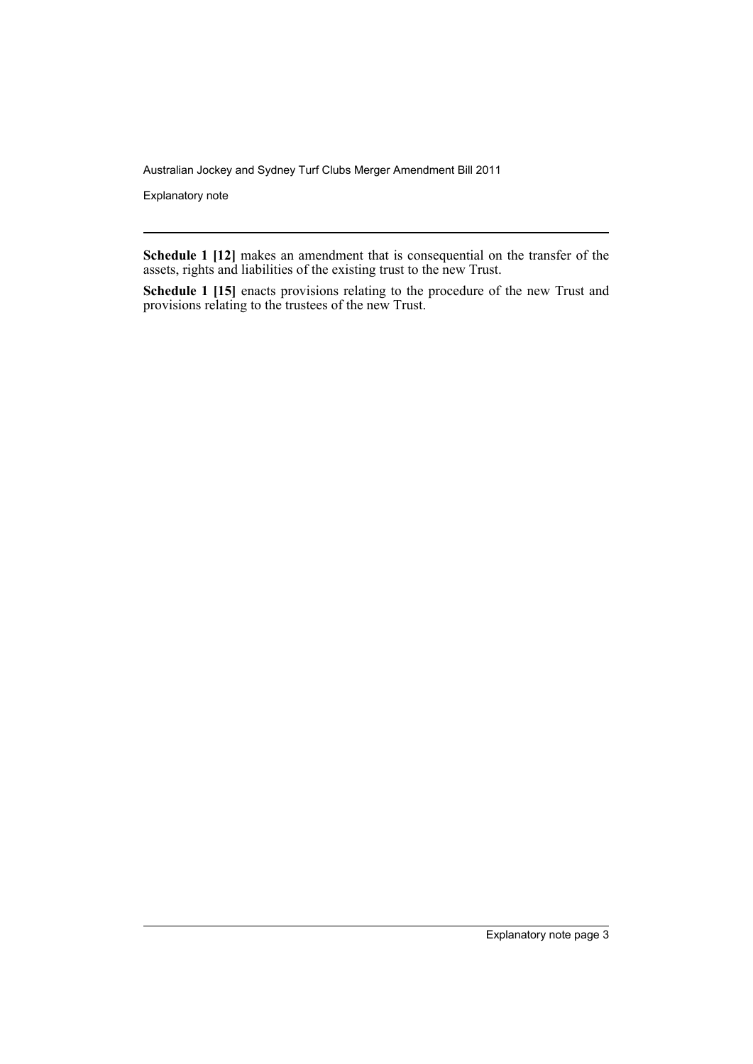**Schedule 1 [12]** makes an amendment that is consequential on the transfer of the assets, rights and liabilities of the existing trust to the new Trust.

**Schedule 1 [15]** enacts provisions relating to the procedure of the new Trust and provisions relating to the trustees of the new Trust.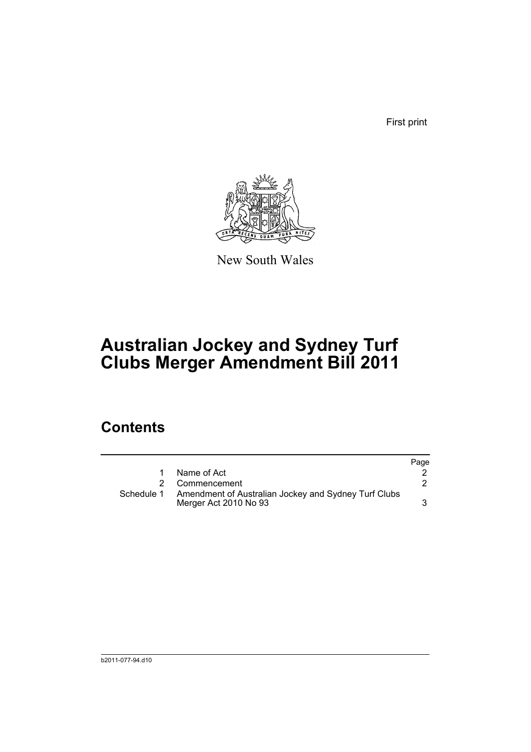First print

New South Wales

# Australian Jockey and Sydney Turf Clubs Merger Amendment Bill 2011

## Contents

| | | Page |
|---|---|---|
| 1 | Name of Act | 2 |
| 2 | Commencement | 2 |
| Schedule 1 | Amendment of Australian Jockey and Sydney Turf Clubs Merger Act 2010 No 93 | 3 |

b2011-077-94.d10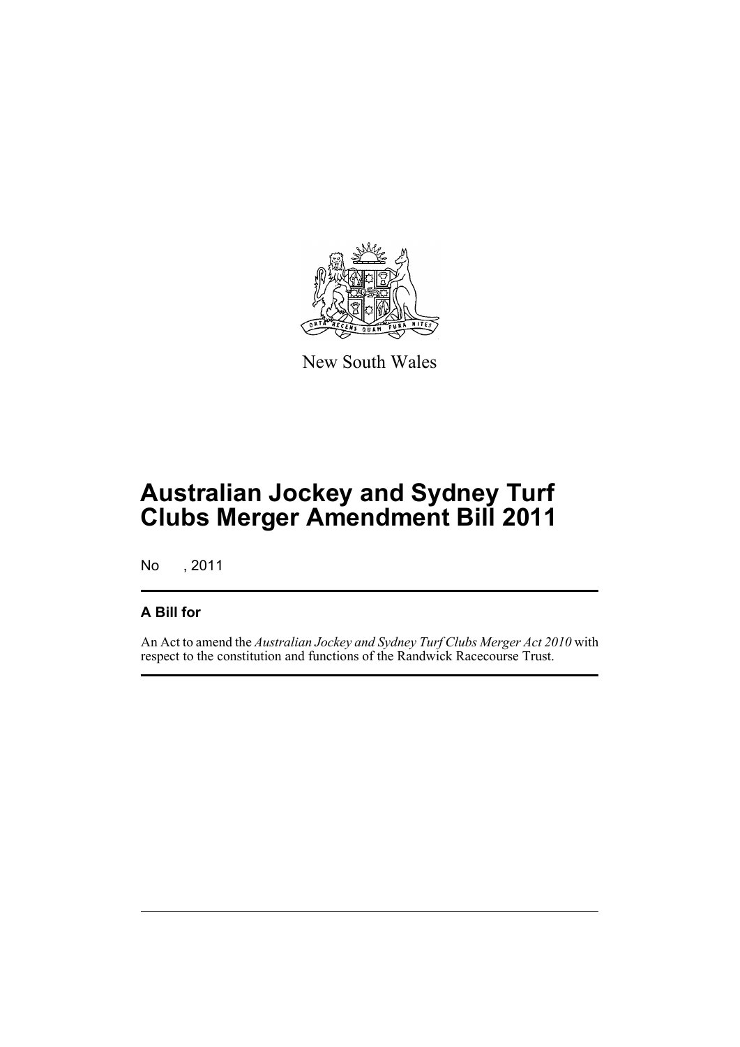New South Wales

# Australian Jockey and Sydney Turf Clubs Merger Amendment Bill 2011

No , 2011

## A Bill for

An Act to amend the *Australian Jockey and Sydney Turf Clubs Merger Act 2010* with respect to the constitution and functions of the Randwick Racecourse Trust.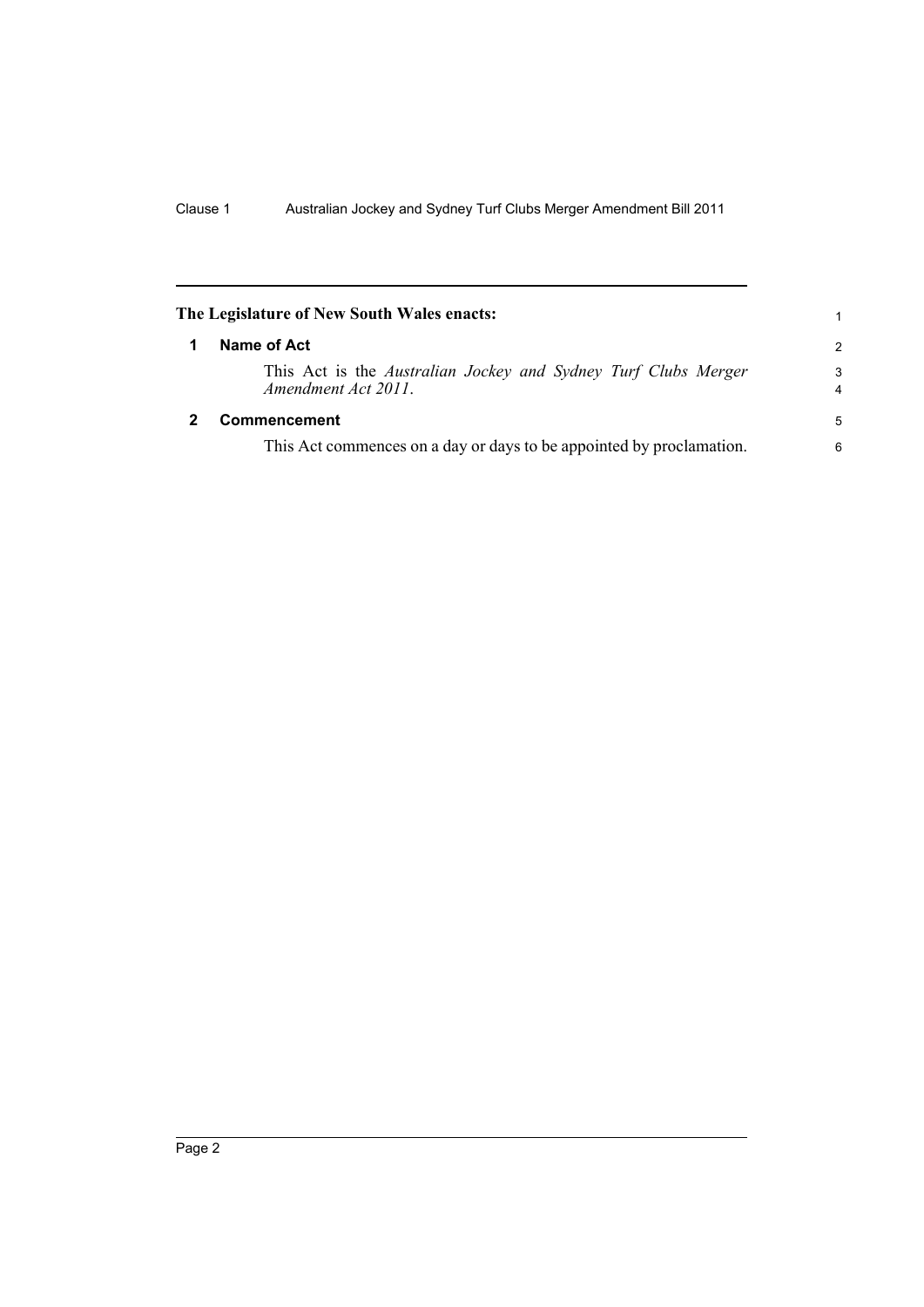**The Legislature of New South Wales enacts:**

**1 Name of Act**

This Act is the *Australian Jockey and Sydney Turf Clubs Merger Amendment Act 2011*.

**2 Commencement**

This Act commences on a day or days to be appointed by proclamation.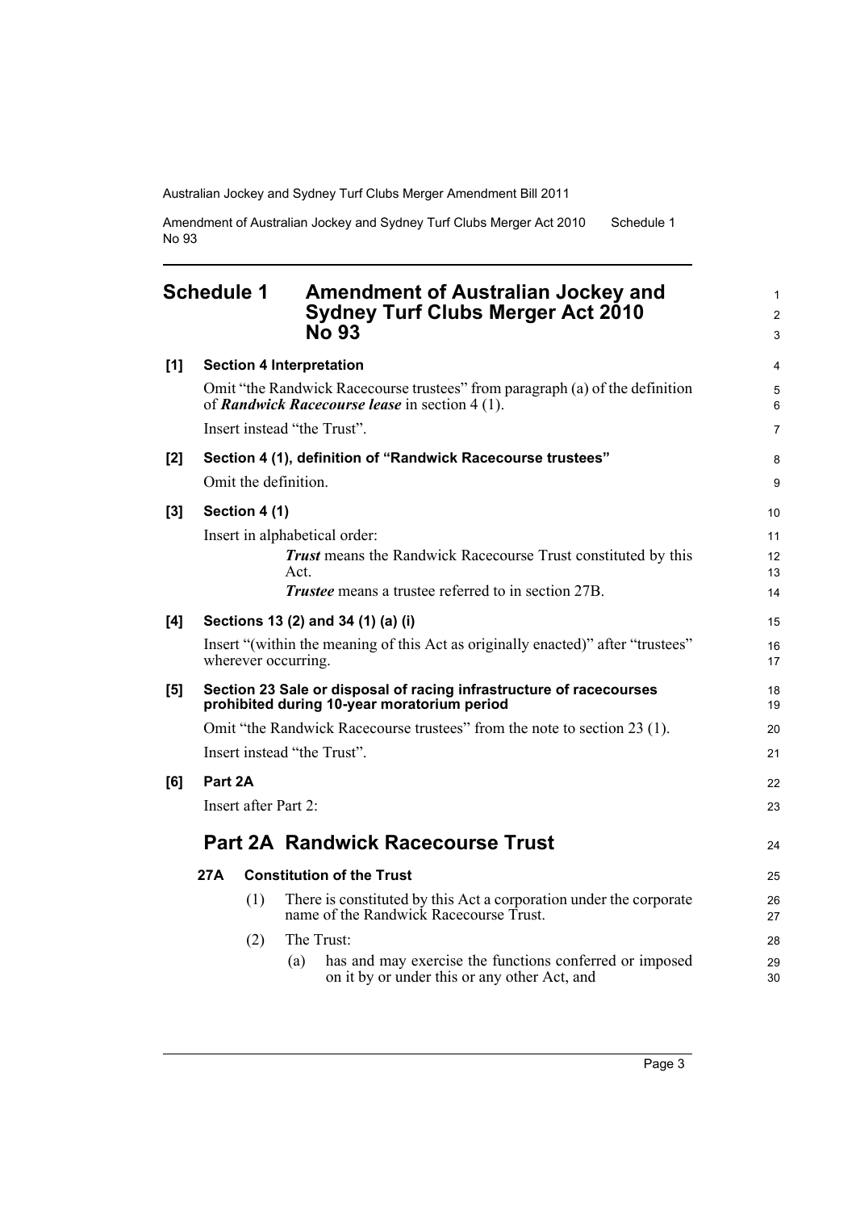# Schedule 1 Amendment of Australian Jockey and Sydney Turf Clubs Merger Act 2010 No 93

**[1] Section 4 Interpretation**

Omit "the Randwick Racecourse trustees" from paragraph (a) of the definition of ***Randwick Racecourse lease*** in section 4 (1).

Insert instead "the Trust".

**[2] Section 4 (1), definition of "Randwick Racecourse trustees"**

Omit the definition.

**[3] Section 4 (1)**

Insert in alphabetical order:

> ***Trust*** means the Randwick Racecourse Trust constituted by this Act.
>
> ***Trustee*** means a trustee referred to in section 27B.

**[4] Sections 13 (2) and 34 (1) (a) (i)**

Insert "(within the meaning of this Act as originally enacted)" after "trustees" wherever occurring.

**[5] Section 23 Sale or disposal of racing infrastructure of racecourses prohibited during 10-year moratorium period**

Omit "the Randwick Racecourse trustees" from the note to section 23 (1).

Insert instead "the Trust".

**[6] Part 2A**

Insert after Part 2:

## Part 2A Randwick Racecourse Trust

### 27A Constitution of the Trust

(1) There is constituted by this Act a corporation under the corporate name of the Randwick Racecourse Trust.

(2) The Trust:

(a) has and may exercise the functions conferred or imposed on it by or under this or any other Act, and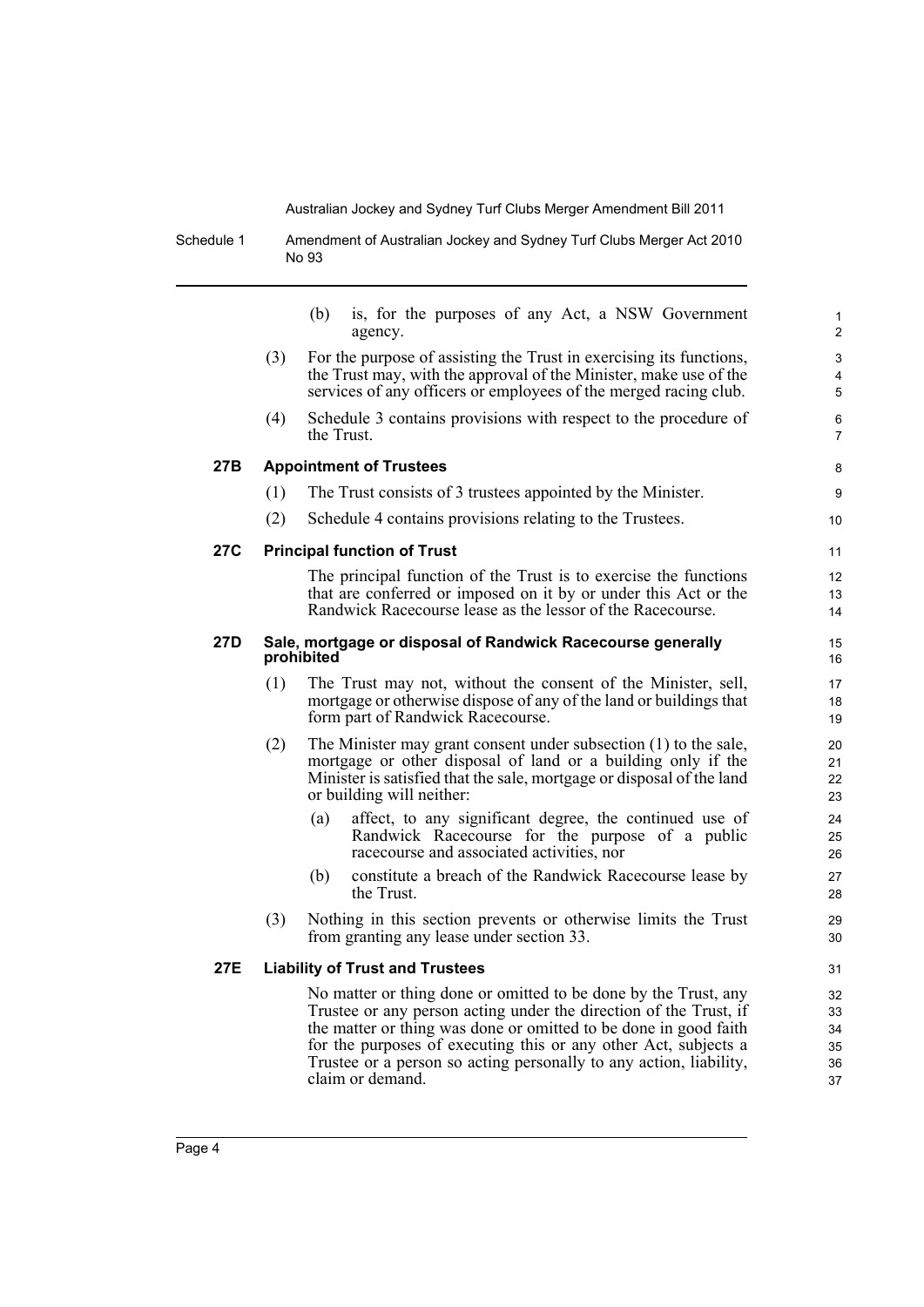(b) is, for the purposes of any Act, a NSW Government agency.

(3) For the purpose of assisting the Trust in exercising its functions, the Trust may, with the approval of the Minister, make use of the services of any officers or employees of the merged racing club.

(4) Schedule 3 contains provisions with respect to the procedure of the Trust.

### 27B Appointment of Trustees

(1) The Trust consists of 3 trustees appointed by the Minister.

(2) Schedule 4 contains provisions relating to the Trustees.

### 27C Principal function of Trust

The principal function of the Trust is to exercise the functions that are conferred or imposed on it by or under this Act or the Randwick Racecourse lease as the lessor of the Racecourse.

### 27D Sale, mortgage or disposal of Randwick Racecourse generally prohibited

(1) The Trust may not, without the consent of the Minister, sell, mortgage or otherwise dispose of any of the land or buildings that form part of Randwick Racecourse.

(2) The Minister may grant consent under subsection (1) to the sale, mortgage or other disposal of land or a building only if the Minister is satisfied that the sale, mortgage or disposal of the land or building will neither:

(a) affect, to any significant degree, the continued use of Randwick Racecourse for the purpose of a public racecourse and associated activities, nor

(b) constitute a breach of the Randwick Racecourse lease by the Trust.

(3) Nothing in this section prevents or otherwise limits the Trust from granting any lease under section 33.

### 27E Liability of Trust and Trustees

No matter or thing done or omitted to be done by the Trust, any Trustee or any person acting under the direction of the Trust, if the matter or thing was done or omitted to be done in good faith for the purposes of executing this or any other Act, subjects a Trustee or a person so acting personally to any action, liability, claim or demand.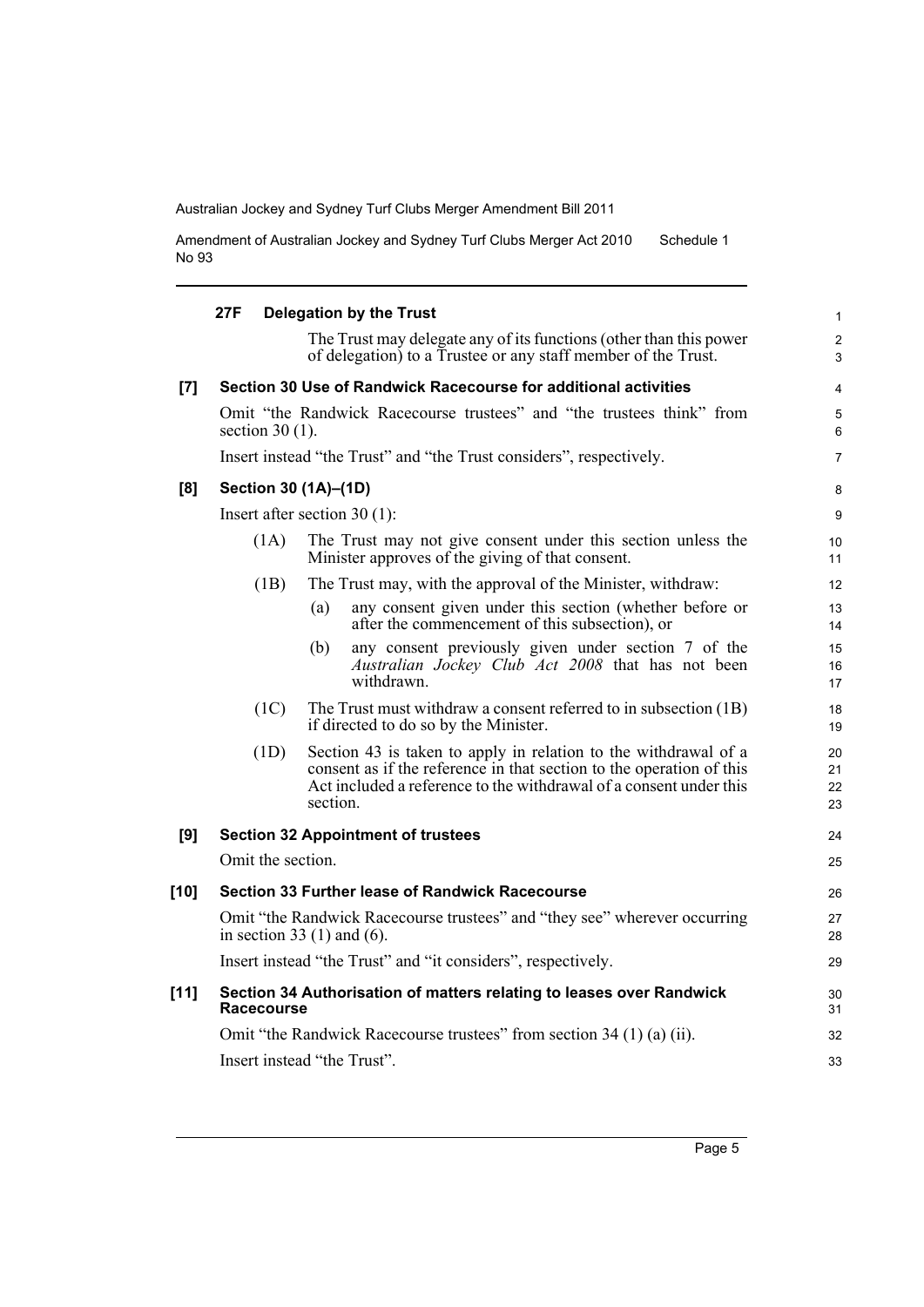**27F Delegation by the Trust**

The Trust may delegate any of its functions (other than this power of delegation) to a Trustee or any staff member of the Trust.

**[7] Section 30 Use of Randwick Racecourse for additional activities**

Omit "the Randwick Racecourse trustees" and "the trustees think" from section 30 (1).

Insert instead "the Trust" and "the Trust considers", respectively.

**[8] Section 30 (1A)–(1D)**

Insert after section 30 (1):

(1A) The Trust may not give consent under this section unless the Minister approves of the giving of that consent.

(1B) The Trust may, with the approval of the Minister, withdraw:

(a) any consent given under this section (whether before or after the commencement of this subsection), or

(b) any consent previously given under section 7 of the *Australian Jockey Club Act 2008* that has not been withdrawn.

(1C) The Trust must withdraw a consent referred to in subsection (1B) if directed to do so by the Minister.

(1D) Section 43 is taken to apply in relation to the withdrawal of a consent as if the reference in that section to the operation of this Act included a reference to the withdrawal of a consent under this section.

**[9] Section 32 Appointment of trustees**

Omit the section.

**[10] Section 33 Further lease of Randwick Racecourse**

Omit "the Randwick Racecourse trustees" and "they see" wherever occurring in section 33 (1) and (6).

Insert instead "the Trust" and "it considers", respectively.

**[11] Section 34 Authorisation of matters relating to leases over Randwick Racecourse**

Omit "the Randwick Racecourse trustees" from section 34 (1) (a) (ii).

Insert instead "the Trust".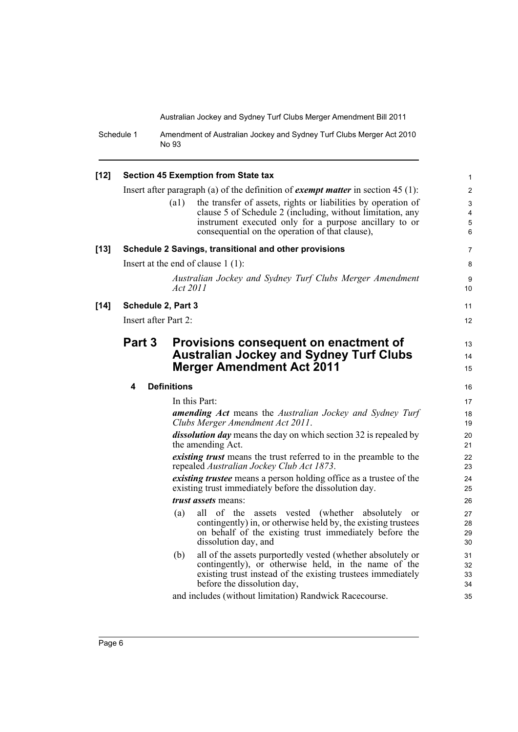**[12] Section 45 Exemption from State tax**

Insert after paragraph (a) of the definition of ***exempt matter*** in section 45 (1):

(a1) the transfer of assets, rights or liabilities by operation of clause 5 of Schedule 2 (including, without limitation, any instrument executed only for a purpose ancillary to or consequential on the operation of that clause),

**[13] Schedule 2 Savings, transitional and other provisions**

Insert at the end of clause 1 (1):

*Australian Jockey and Sydney Turf Clubs Merger Amendment Act 2011*

**[14] Schedule 2, Part 3**

Insert after Part 2:

## Part 3 Provisions consequent on enactment of Australian Jockey and Sydney Turf Clubs Merger Amendment Act 2011

### 4 Definitions

In this Part:

***amending Act*** means the *Australian Jockey and Sydney Turf Clubs Merger Amendment Act 2011*.

***dissolution day*** means the day on which section 32 is repealed by the amending Act.

***existing trust*** means the trust referred to in the preamble to the repealed *Australian Jockey Club Act 1873*.

***existing trustee*** means a person holding office as a trustee of the existing trust immediately before the dissolution day.

***trust assets*** means:

(a) all of the assets vested (whether absolutely or contingently) in, or otherwise held by, the existing trustees on behalf of the existing trust immediately before the dissolution day, and

(b) all of the assets purportedly vested (whether absolutely or contingently), or otherwise held, in the name of the existing trust instead of the existing trustees immediately before the dissolution day,

and includes (without limitation) Randwick Racecourse.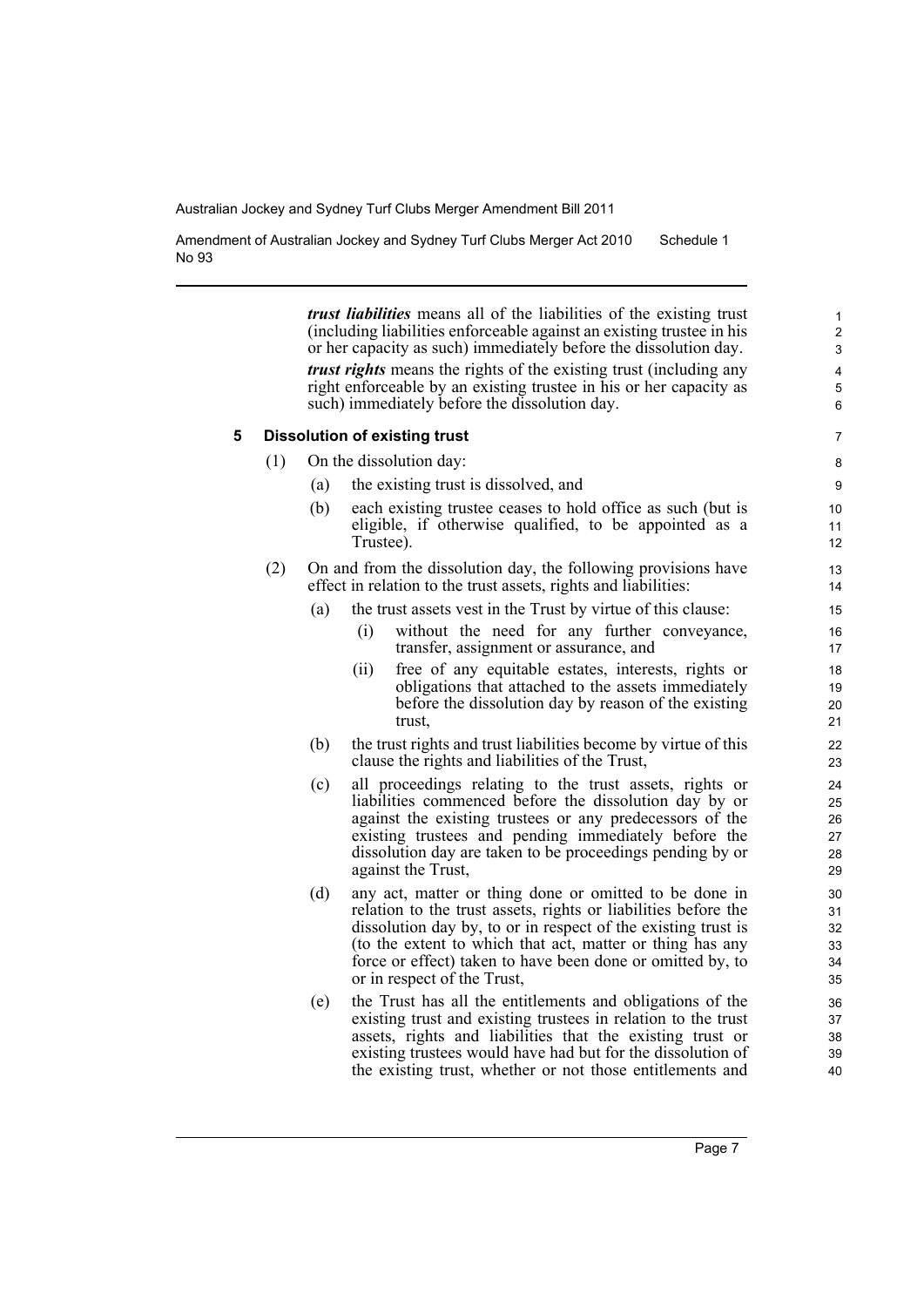***trust liabilities*** means all of the liabilities of the existing trust (including liabilities enforceable against an existing trustee in his or her capacity as such) immediately before the dissolution day.

***trust rights*** means the rights of the existing trust (including any right enforceable by an existing trustee in his or her capacity as such) immediately before the dissolution day.

### 5 Dissolution of existing trust

(1) On the dissolution day:

- (a) the existing trust is dissolved, and
- (b) each existing trustee ceases to hold office as such (but is eligible, if otherwise qualified, to be appointed as a Trustee).

(2) On and from the dissolution day, the following provisions have effect in relation to the trust assets, rights and liabilities:

- (a) the trust assets vest in the Trust by virtue of this clause:
  - (i) without the need for any further conveyance, transfer, assignment or assurance, and
  - (ii) free of any equitable estates, interests, rights or obligations that attached to the assets immediately before the dissolution day by reason of the existing trust,
- (b) the trust rights and trust liabilities become by virtue of this clause the rights and liabilities of the Trust,
- (c) all proceedings relating to the trust assets, rights or liabilities commenced before the dissolution day by or against the existing trustees or any predecessors of the existing trustees and pending immediately before the dissolution day are taken to be proceedings pending by or against the Trust,
- (d) any act, matter or thing done or omitted to be done in relation to the trust assets, rights or liabilities before the dissolution day by, to or in respect of the existing trust is (to the extent to which that act, matter or thing has any force or effect) taken to have been done or omitted by, to or in respect of the Trust,
- (e) the Trust has all the entitlements and obligations of the existing trust and existing trustees in relation to the trust assets, rights and liabilities that the existing trust or existing trustees would have had but for the dissolution of the existing trust, whether or not those entitlements and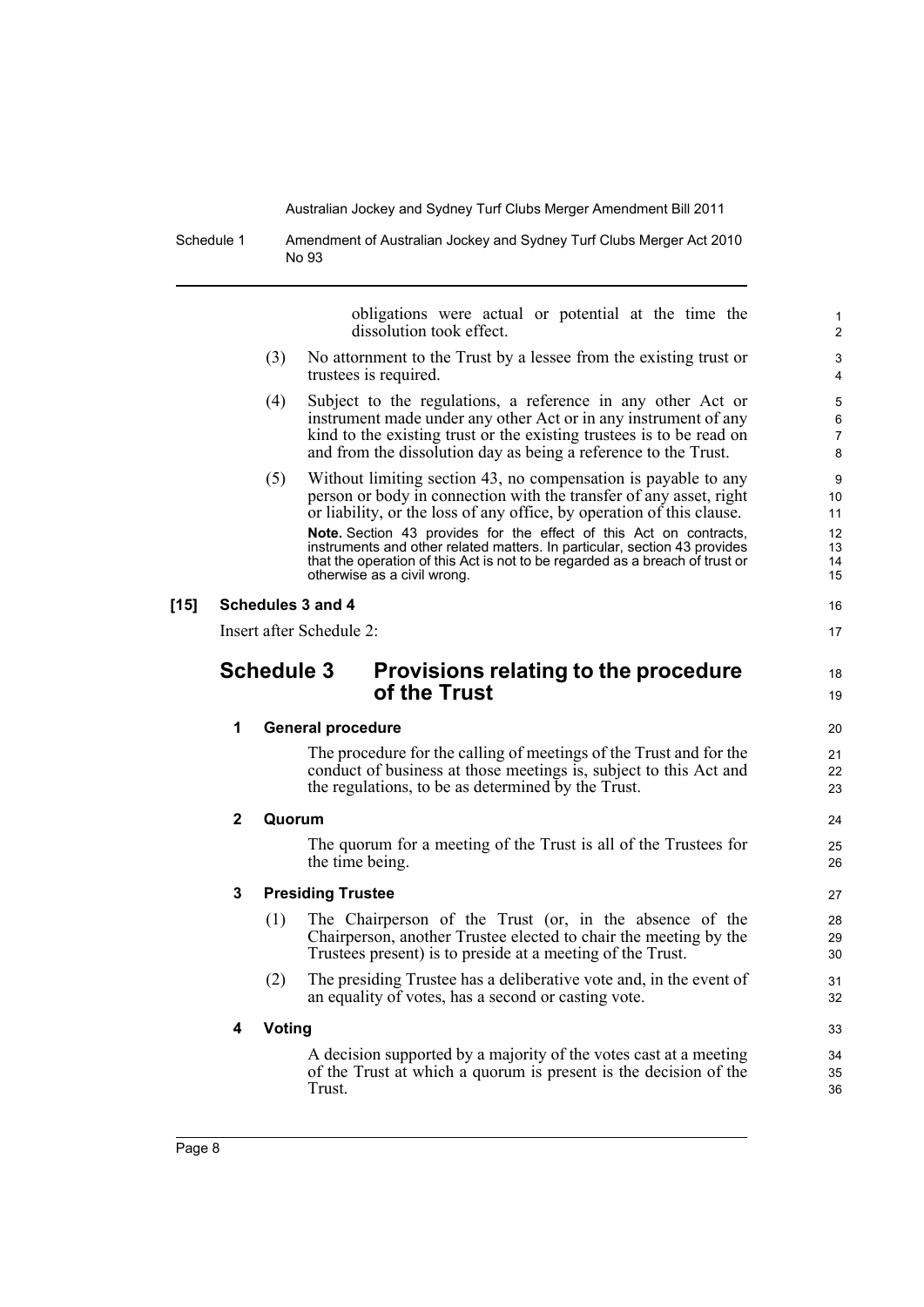obligations were actual or potential at the time the dissolution took effect.

(3) No attornment to the Trust by a lessee from the existing trust or trustees is required.

(4) Subject to the regulations, a reference in any other Act or instrument made under any other Act or in any instrument of any kind to the existing trust or the existing trustees is to be read on and from the dissolution day as being a reference to the Trust.

(5) Without limiting section 43, no compensation is payable to any person or body in connection with the transfer of any asset, right or liability, or the loss of any office, by operation of this clause.

**Note.** Section 43 provides for the effect of this Act on contracts, instruments and other related matters. In particular, section 43 provides that the operation of this Act is not to be regarded as a breach of trust or otherwise as a civil wrong.

**[15] Schedules 3 and 4**

Insert after Schedule 2:

## Schedule 3 Provisions relating to the procedure of the Trust

### 1 General procedure

The procedure for the calling of meetings of the Trust and for the conduct of business at those meetings is, subject to this Act and the regulations, to be as determined by the Trust.

### 2 Quorum

The quorum for a meeting of the Trust is all of the Trustees for the time being.

### 3 Presiding Trustee

(1) The Chairperson of the Trust (or, in the absence of the Chairperson, another Trustee elected to chair the meeting by the Trustees present) is to preside at a meeting of the Trust.

(2) The presiding Trustee has a deliberative vote and, in the event of an equality of votes, has a second or casting vote.

### 4 Voting

A decision supported by a majority of the votes cast at a meeting of the Trust at which a quorum is present is the decision of the Trust.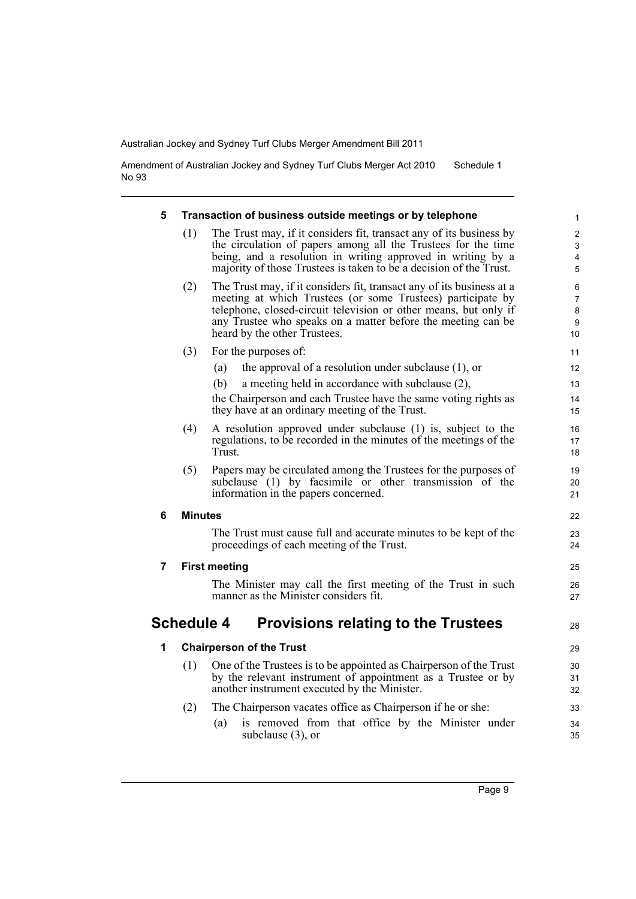#### 5 Transaction of business outside meetings or by telephone

(1) The Trust may, if it considers fit, transact any of its business by the circulation of papers among all the Trustees for the time being, and a resolution in writing approved in writing by a majority of those Trustees is taken to be a decision of the Trust.

(2) The Trust may, if it considers fit, transact any of its business at a meeting at which Trustees (or some Trustees) participate by telephone, closed-circuit television or other means, but only if any Trustee who speaks on a matter before the meeting can be heard by the other Trustees.

(3) For the purposes of:

(a) the approval of a resolution under subclause (1), or

(b) a meeting held in accordance with subclause (2),

the Chairperson and each Trustee have the same voting rights as they have at an ordinary meeting of the Trust.

(4) A resolution approved under subclause (1) is, subject to the regulations, to be recorded in the minutes of the meetings of the Trust.

(5) Papers may be circulated among the Trustees for the purposes of subclause (1) by facsimile or other transmission of the information in the papers concerned.

#### 6 Minutes

The Trust must cause full and accurate minutes to be kept of the proceedings of each meeting of the Trust.

#### 7 First meeting

The Minister may call the first meeting of the Trust in such manner as the Minister considers fit.

## Schedule 4 Provisions relating to the Trustees

#### 1 Chairperson of the Trust

(1) One of the Trustees is to be appointed as Chairperson of the Trust by the relevant instrument of appointment as a Trustee or by another instrument executed by the Minister.

(2) The Chairperson vacates office as Chairperson if he or she:

(a) is removed from that office by the Minister under subclause (3), or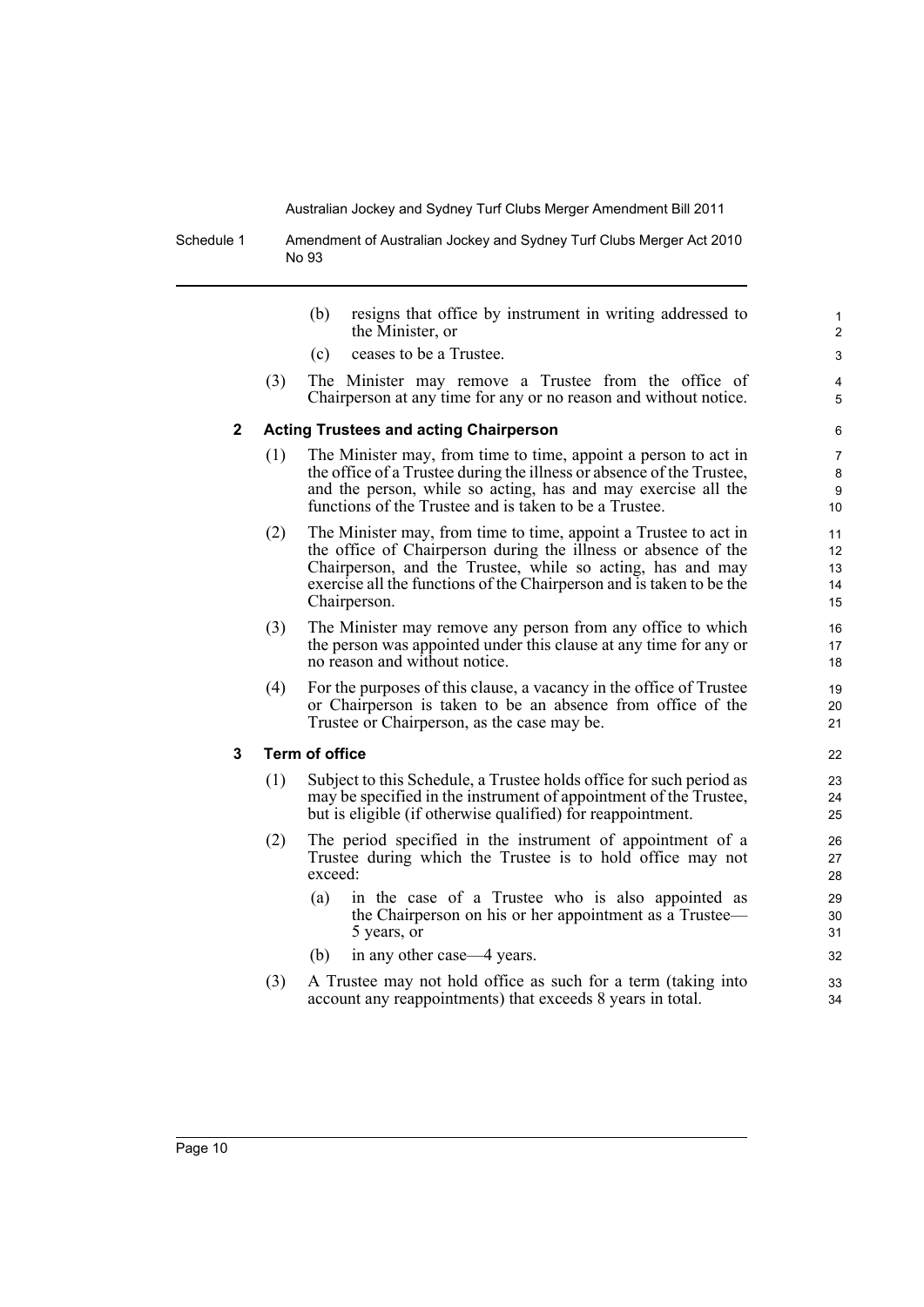(b) resigns that office by instrument in writing addressed to the Minister, or

(c) ceases to be a Trustee.

(3) The Minister may remove a Trustee from the office of Chairperson at any time for any or no reason and without notice.

### 2 Acting Trustees and acting Chairperson

(1) The Minister may, from time to time, appoint a person to act in the office of a Trustee during the illness or absence of the Trustee, and the person, while so acting, has and may exercise all the functions of the Trustee and is taken to be a Trustee.

(2) The Minister may, from time to time, appoint a Trustee to act in the office of Chairperson during the illness or absence of the Chairperson, and the Trustee, while so acting, has and may exercise all the functions of the Chairperson and is taken to be the Chairperson.

(3) The Minister may remove any person from any office to which the person was appointed under this clause at any time for any or no reason and without notice.

(4) For the purposes of this clause, a vacancy in the office of Trustee or Chairperson is taken to be an absence from office of the Trustee or Chairperson, as the case may be.

### 3 Term of office

(1) Subject to this Schedule, a Trustee holds office for such period as may be specified in the instrument of appointment of the Trustee, but is eligible (if otherwise qualified) for reappointment.

(2) The period specified in the instrument of appointment of a Trustee during which the Trustee is to hold office may not exceed:

(a) in the case of a Trustee who is also appointed as the Chairperson on his or her appointment as a Trustee—5 years, or

(b) in any other case—4 years.

(3) A Trustee may not hold office as such for a term (taking into account any reappointments) that exceeds 8 years in total.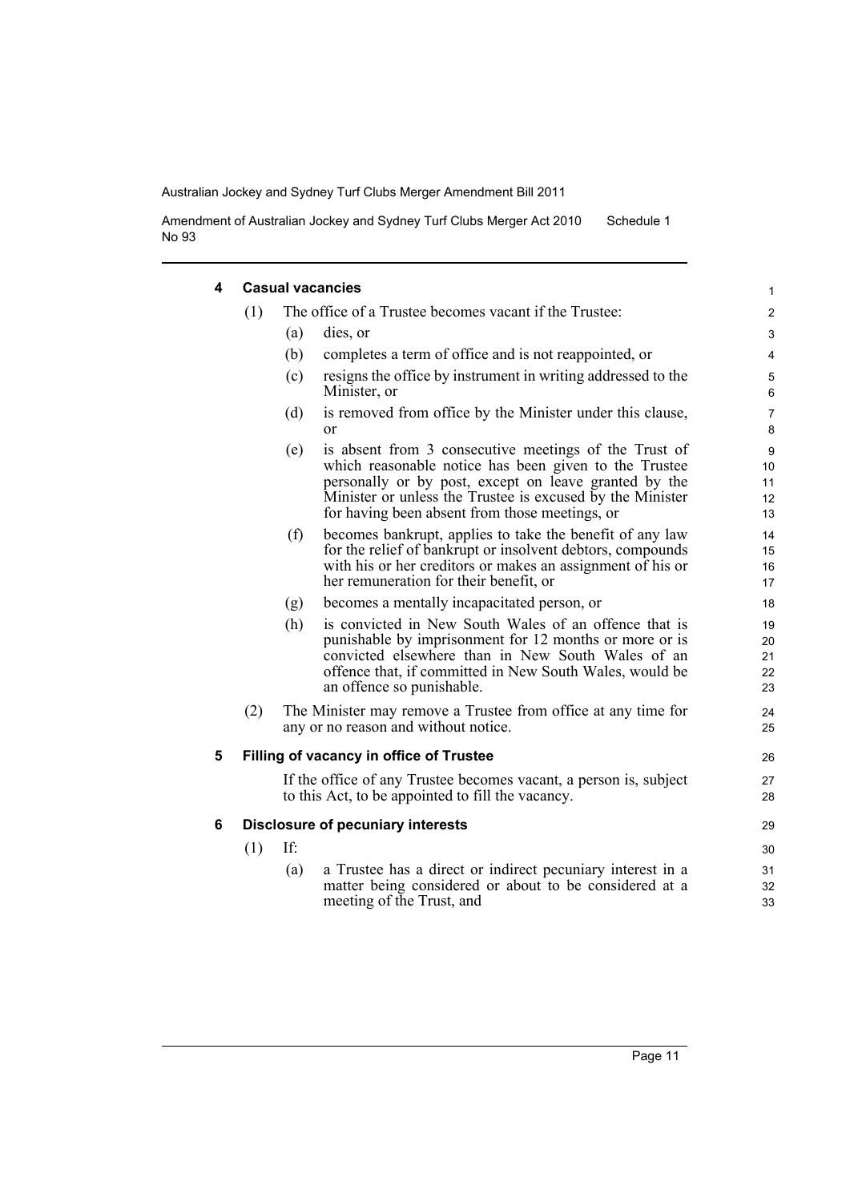**4 Casual vacancies**

(1) The office of a Trustee becomes vacant if the Trustee:

(a) dies, or

(b) completes a term of office and is not reappointed, or

(c) resigns the office by instrument in writing addressed to the Minister, or

(d) is removed from office by the Minister under this clause, or

(e) is absent from 3 consecutive meetings of the Trust of which reasonable notice has been given to the Trustee personally or by post, except on leave granted by the Minister or unless the Trustee is excused by the Minister for having been absent from those meetings, or

(f) becomes bankrupt, applies to take the benefit of any law for the relief of bankrupt or insolvent debtors, compounds with his or her creditors or makes an assignment of his or her remuneration for their benefit, or

(g) becomes a mentally incapacitated person, or

(h) is convicted in New South Wales of an offence that is punishable by imprisonment for 12 months or more or is convicted elsewhere than in New South Wales of an offence that, if committed in New South Wales, would be an offence so punishable.

(2) The Minister may remove a Trustee from office at any time for any or no reason and without notice.

**5 Filling of vacancy in office of Trustee**

If the office of any Trustee becomes vacant, a person is, subject to this Act, to be appointed to fill the vacancy.

**6 Disclosure of pecuniary interests**

(1) If:

(a) a Trustee has a direct or indirect pecuniary interest in a matter being considered or about to be considered at a meeting of the Trust, and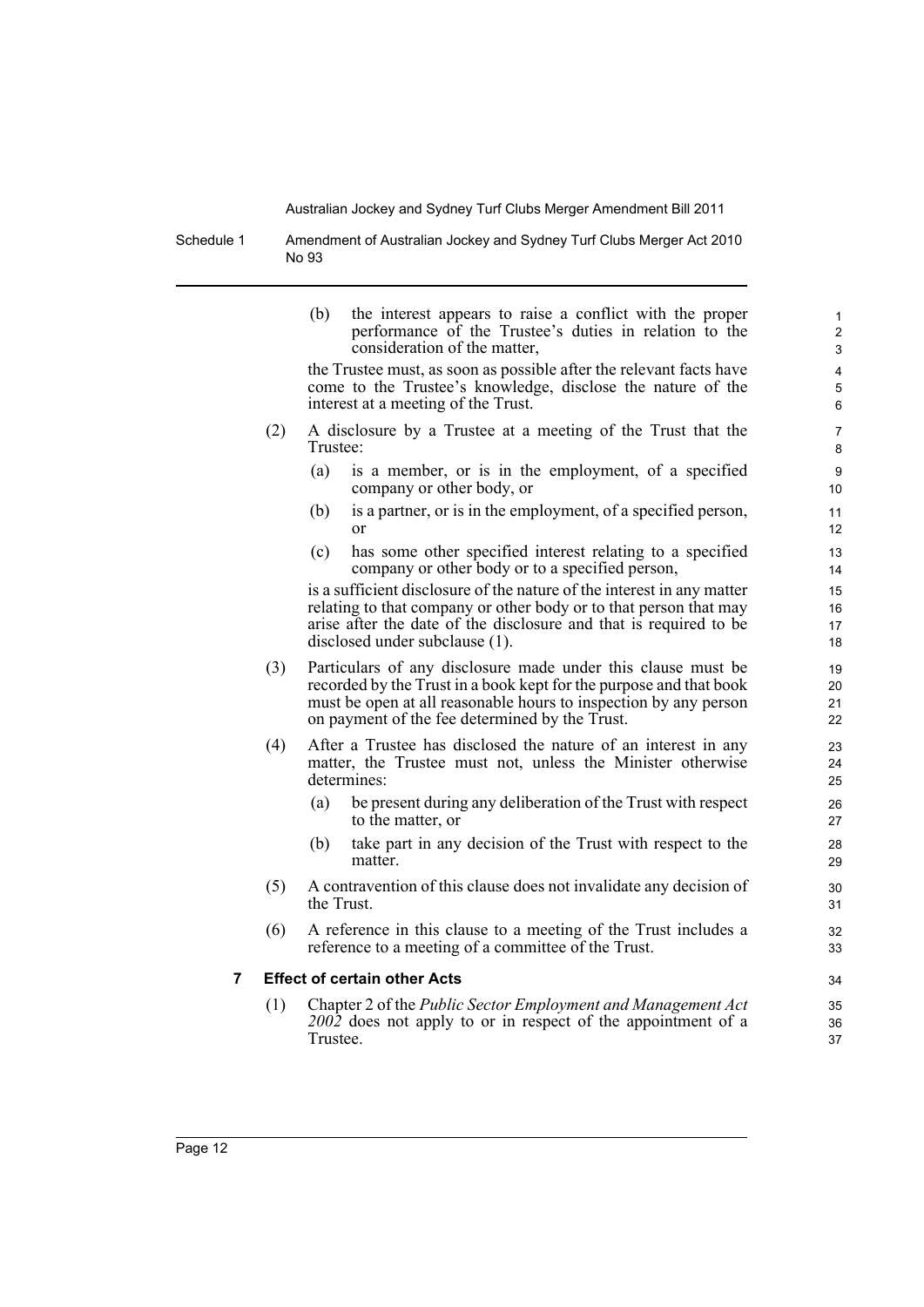(b) the interest appears to raise a conflict with the proper performance of the Trustee's duties in relation to the consideration of the matter,

the Trustee must, as soon as possible after the relevant facts have come to the Trustee's knowledge, disclose the nature of the interest at a meeting of the Trust.

(2) A disclosure by a Trustee at a meeting of the Trust that the Trustee:

(a) is a member, or is in the employment, of a specified company or other body, or

(b) is a partner, or is in the employment, of a specified person, or

(c) has some other specified interest relating to a specified company or other body or to a specified person,

is a sufficient disclosure of the nature of the interest in any matter relating to that company or other body or to that person that may arise after the date of the disclosure and that is required to be disclosed under subclause (1).

(3) Particulars of any disclosure made under this clause must be recorded by the Trust in a book kept for the purpose and that book must be open at all reasonable hours to inspection by any person on payment of the fee determined by the Trust.

(4) After a Trustee has disclosed the nature of an interest in any matter, the Trustee must not, unless the Minister otherwise determines:

(a) be present during any deliberation of the Trust with respect to the matter, or

(b) take part in any decision of the Trust with respect to the matter.

(5) A contravention of this clause does not invalidate any decision of the Trust.

(6) A reference in this clause to a meeting of the Trust includes a reference to a meeting of a committee of the Trust.

**7 Effect of certain other Acts**

(1) Chapter 2 of the *Public Sector Employment and Management Act 2002* does not apply to or in respect of the appointment of a Trustee.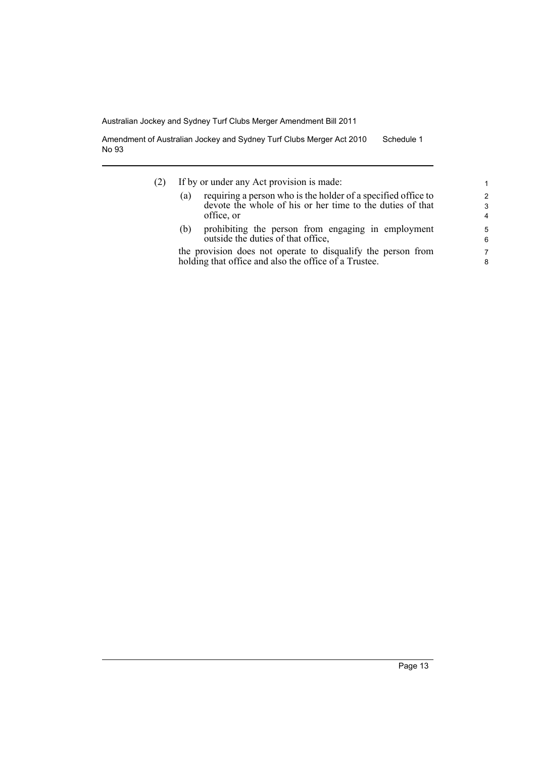(2) If by or under any Act provision is made:

(a) requiring a person who is the holder of a specified office to devote the whole of his or her time to the duties of that office, or

(b) prohibiting the person from engaging in employment outside the duties of that office,

the provision does not operate to disqualify the person from holding that office and also the office of a Trustee.